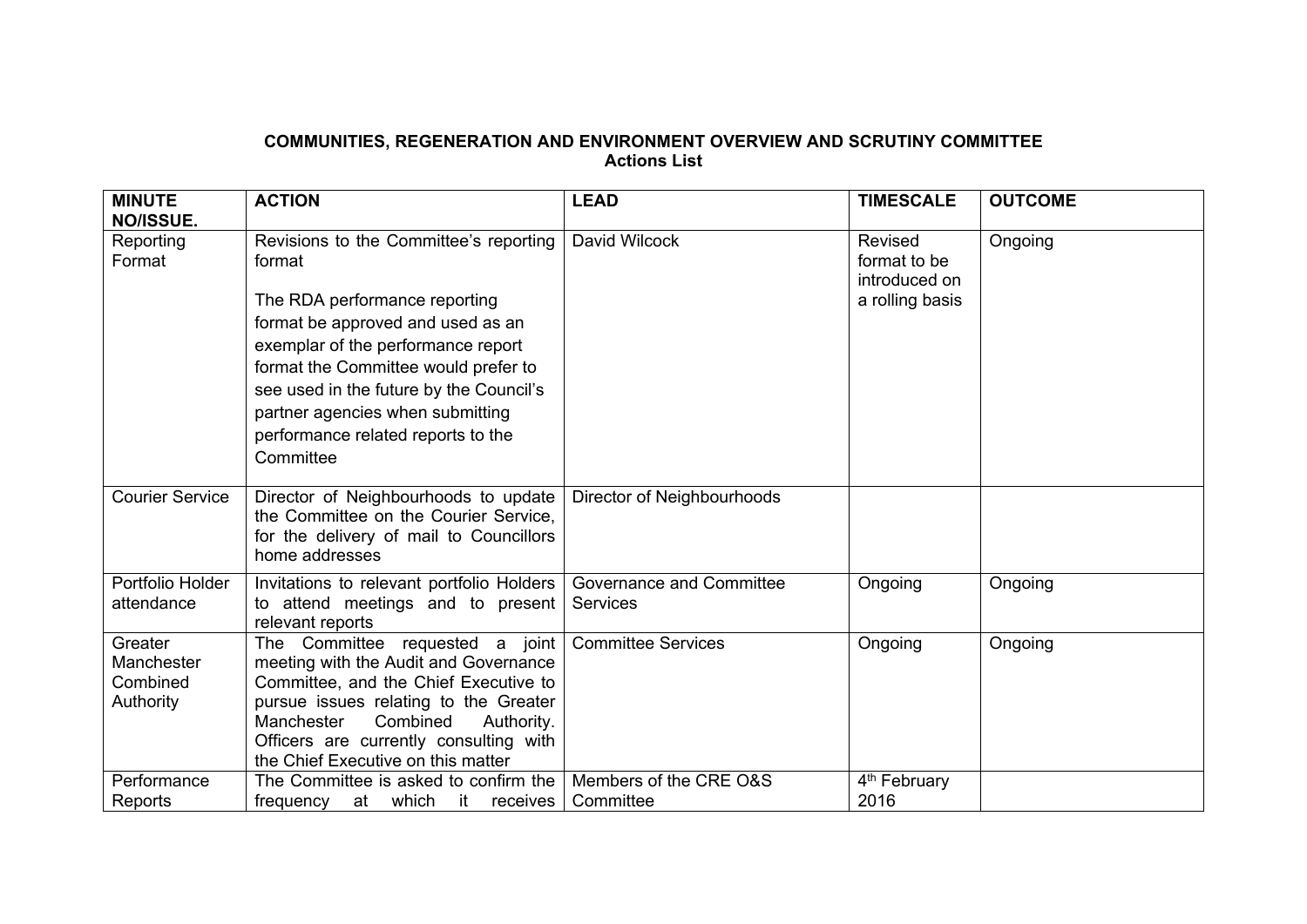# COMMUNITIES, REGENERATION AND ENVIRONMENT OVERVIEW AND SCRUTINY COMMITTEE

## Actions List

| MINUTE NO/ISSUE. | ACTION | LEAD | TIMESCALE | OUTCOME |
|---|---|---|---|---|
| Reporting Format | Revisions to the Committee's reporting format<br><br>The RDA performance reporting format be approved and used as an exemplar of the performance report format the Committee would prefer to see used in the future by the Council's partner agencies when submitting performance related reports to the Committee | David Wilcock | Revised format to be introduced on a rolling basis | Ongoing |
| Courier Service | Director of Neighbourhoods to update the Committee on the Courier Service, for the delivery of mail to Councillors home addresses | Director of Neighbourhoods | | |
| Portfolio Holder attendance | Invitations to relevant portfolio Holders to attend meetings and to present relevant reports | Governance and Committee Services | Ongoing | Ongoing |
| Greater Manchester Combined Authority | The Committee requested a joint meeting with the Audit and Governance Committee, and the Chief Executive to pursue issues relating to the Greater Manchester Combined Authority. Officers are currently consulting with the Chief Executive on this matter | Committee Services | Ongoing | Ongoing |
| Performance Reports | The Committee is asked to confirm the frequency at which it receives | Members of the CRE O&S Committee | 4th February 2016 | |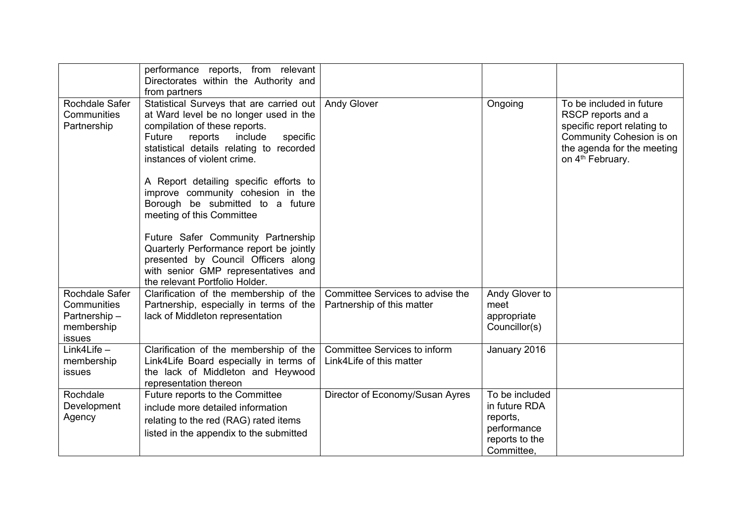| | | | | |
|---|---|---|---|---|
| | performance reports, from relevant Directorates within the Authority and from partners | | | |
| Rochdale Safer Communities Partnership | Statistical Surveys that are carried out at Ward level be no longer used in the compilation of these reports.<br>Future reports include specific statistical details relating to recorded instances of violent crime.<br><br>A Report detailing specific efforts to improve community cohesion in the Borough be submitted to a future meeting of this Committee<br><br>Future Safer Community Partnership Quarterly Performance report be jointly presented by Council Officers along with senior GMP representatives and the relevant Portfolio Holder. | Andy Glover | Ongoing | To be included in future RSCP reports and a specific report relating to Community Cohesion is on the agenda for the meeting on 4th February. |
| Rochdale Safer Communities Partnership – membership issues | Clarification of the membership of the Partnership, especially in terms of the lack of Middleton representation | Committee Services to advise the Partnership of this matter | Andy Glover to meet appropriate Councillor(s) | |
| Link4Life – membership issues | Clarification of the membership of the Link4Life Board especially in terms of the lack of Middleton and Heywood representation thereon | Committee Services to inform Link4Life of this matter | January 2016 | |
| Rochdale Development Agency | Future reports to the Committee include more detailed information relating to the red (RAG) rated items listed in the appendix to the submitted | Director of Economy/Susan Ayres | To be included in future RDA reports, performance reports to the Committee, | |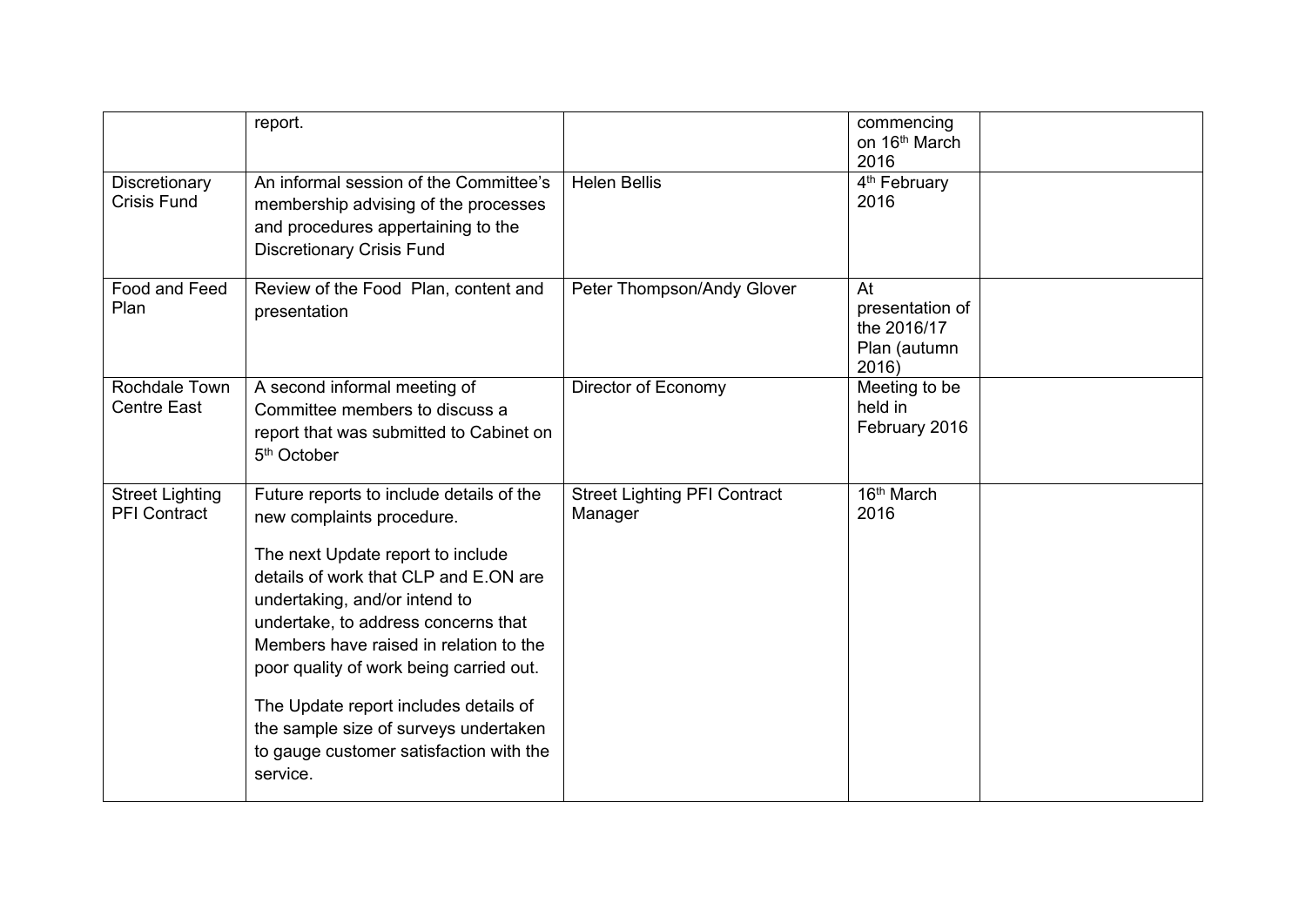| | | | | |
|---|---|---|---|---|
| | report. | | commencing on 16th March 2016 | |
| Discretionary Crisis Fund | An informal session of the Committee's membership advising of the processes and procedures appertaining to the Discretionary Crisis Fund | Helen Bellis | 4th February 2016 | |
| Food and Feed Plan | Review of the Food Plan, content and presentation | Peter Thompson/Andy Glover | At presentation of the 2016/17 Plan (autumn 2016) | |
| Rochdale Town Centre East | A second informal meeting of Committee members to discuss a report that was submitted to Cabinet on 5th October | Director of Economy | Meeting to be held in February 2016 | |
| Street Lighting PFI Contract | Future reports to include details of the new complaints procedure.<br><br>The next Update report to include details of work that CLP and E.ON are undertaking, and/or intend to undertake, to address concerns that Members have raised in relation to the poor quality of work being carried out.<br><br>The Update report includes details of the sample size of surveys undertaken to gauge customer satisfaction with the service. | Street Lighting PFI Contract Manager | 16th March 2016 | |